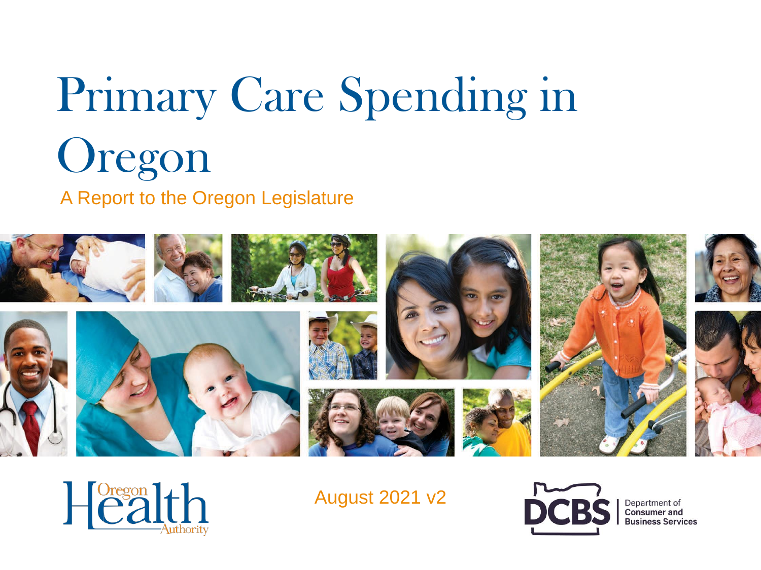# Primary Care Spending in Oregon

A Report to the Oregon Legislature

Oregon Health Authority

August 2021 v2

DCBS Department of Consumer and Business Services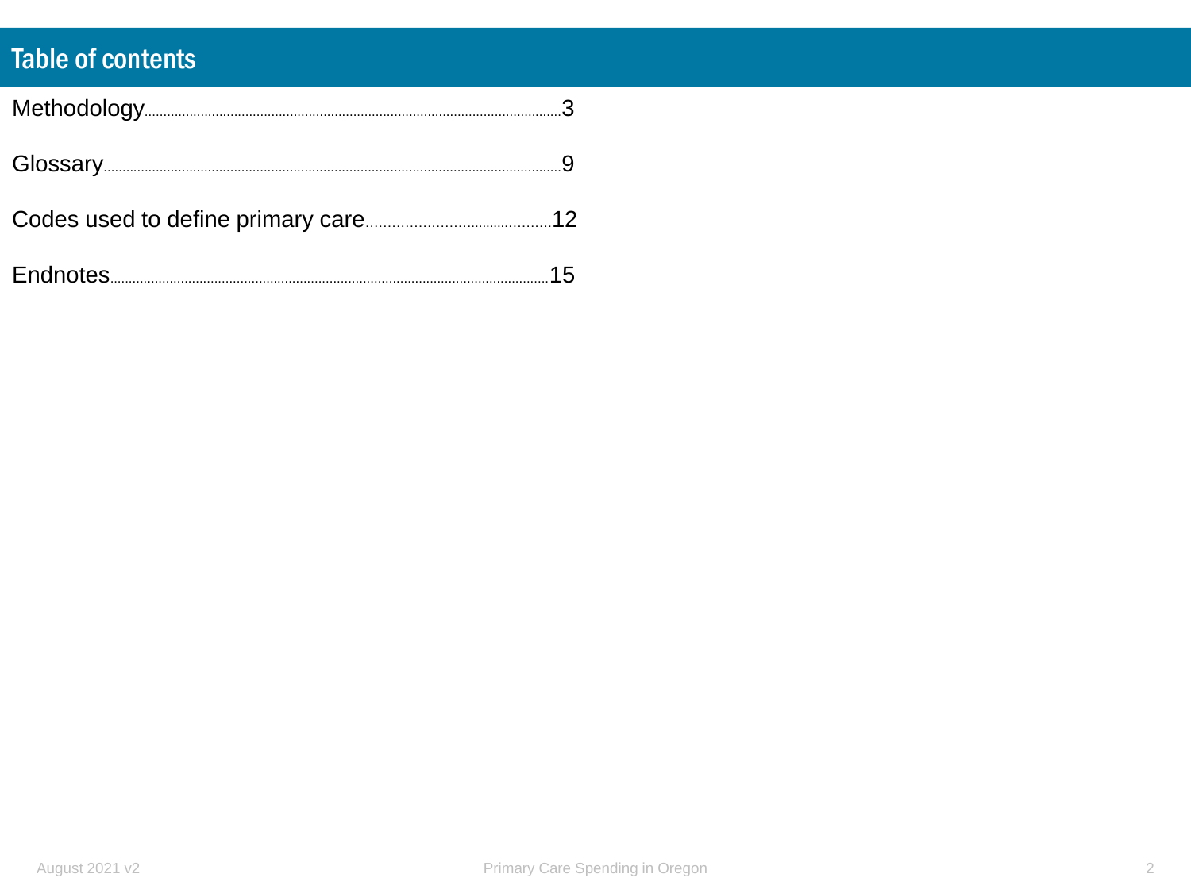# Table of contents

Methodology.....3

Glossary.....9

Codes used to define primary care.....12

Endnotes.....15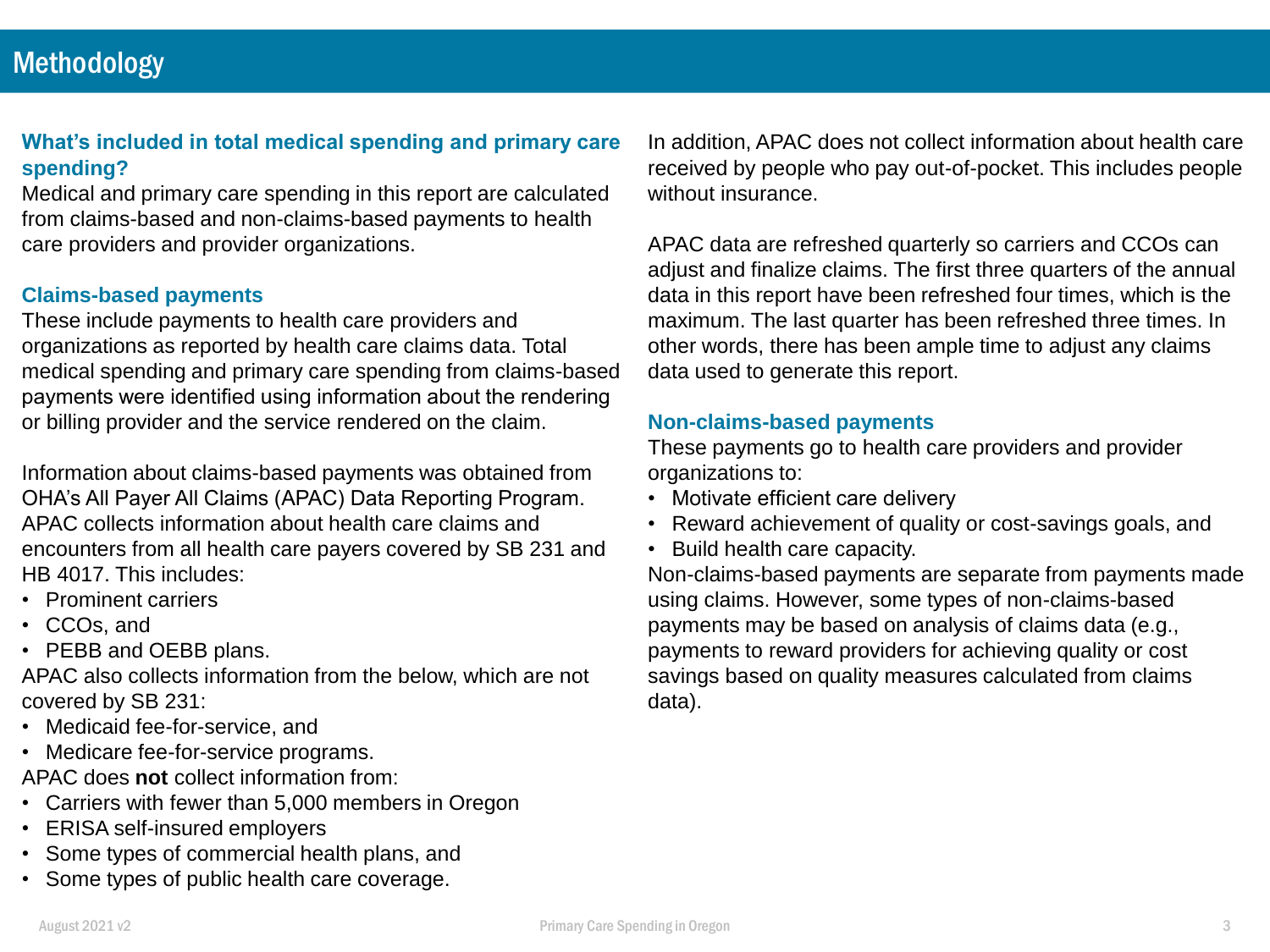# Methodology

## What's included in total medical spending and primary care spending?

Medical and primary care spending in this report are calculated from claims-based and non-claims-based payments to health care providers and provider organizations.

## Claims-based payments

These include payments to health care providers and organizations as reported by health care claims data. Total medical spending and primary care spending from claims-based payments were identified using information about the rendering or billing provider and the service rendered on the claim.

Information about claims-based payments was obtained from OHA's All Payer All Claims (APAC) Data Reporting Program. APAC collects information about health care claims and encounters from all health care payers covered by SB 231 and HB 4017. This includes:

- Prominent carriers
- CCOs, and
- PEBB and OEBB plans.

APAC also collects information from the below, which are not covered by SB 231:

- Medicaid fee-for-service, and
- Medicare fee-for-service programs.

APAC does **not** collect information from:

- Carriers with fewer than 5,000 members in Oregon
- ERISA self-insured employers
- Some types of commercial health plans, and
- Some types of public health care coverage.

In addition, APAC does not collect information about health care received by people who pay out-of-pocket. This includes people without insurance.

APAC data are refreshed quarterly so carriers and CCOs can adjust and finalize claims. The first three quarters of the annual data in this report have been refreshed four times, which is the maximum. The last quarter has been refreshed three times. In other words, there has been ample time to adjust any claims data used to generate this report.

## Non-claims-based payments

These payments go to health care providers and provider organizations to:

- Motivate efficient care delivery
- Reward achievement of quality or cost-savings goals, and
- Build health care capacity.

Non-claims-based payments are separate from payments made using claims. However, some types of non-claims-based payments may be based on analysis of claims data (e.g., payments to reward providers for achieving quality or cost savings based on quality measures calculated from claims data).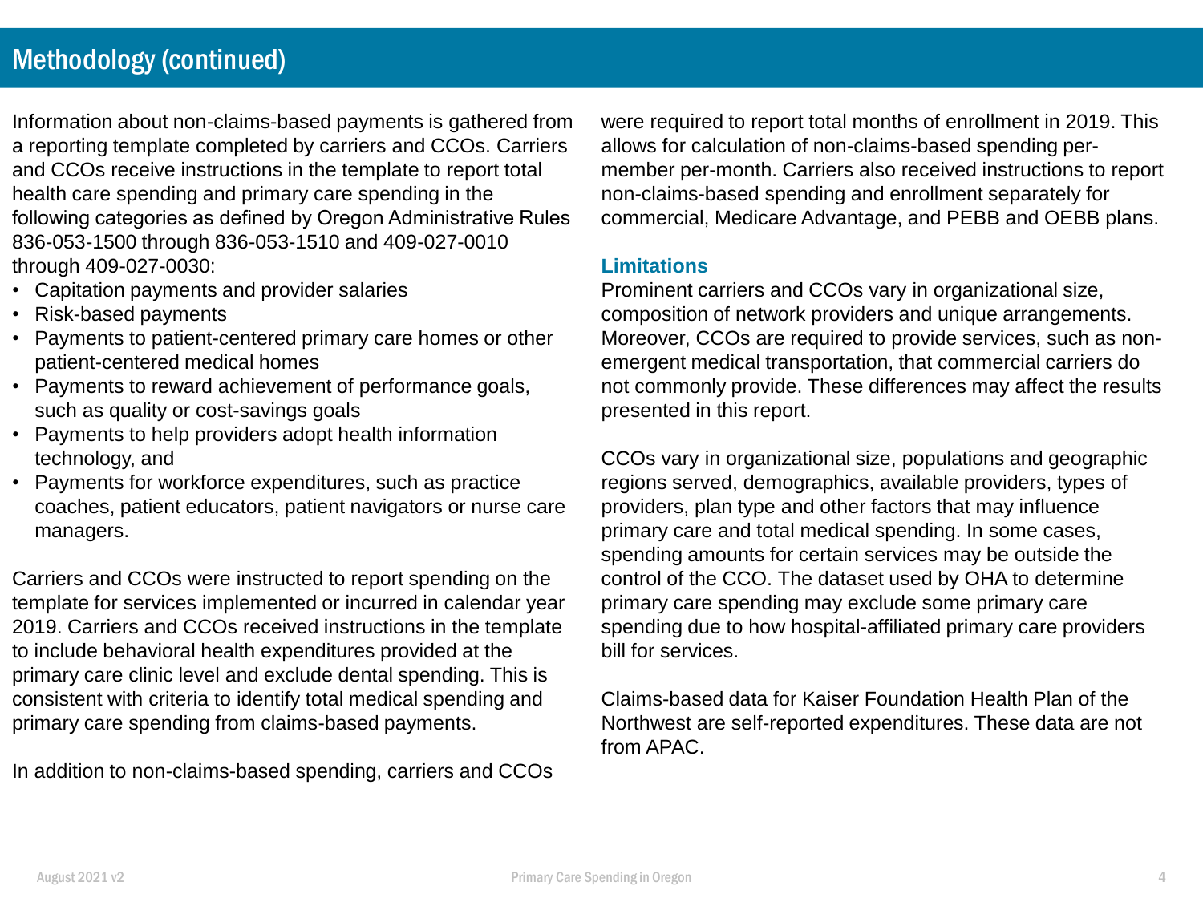# Methodology (continued)

Information about non-claims-based payments is gathered from a reporting template completed by carriers and CCOs. Carriers and CCOs receive instructions in the template to report total health care spending and primary care spending in the following categories as defined by Oregon Administrative Rules 836-053-1500 through 836-053-1510 and 409-027-0010 through 409-027-0030:

- Capitation payments and provider salaries
- Risk-based payments
- Payments to patient-centered primary care homes or other patient-centered medical homes
- Payments to reward achievement of performance goals, such as quality or cost-savings goals
- Payments to help providers adopt health information technology, and
- Payments for workforce expenditures, such as practice coaches, patient educators, patient navigators or nurse care managers.

Carriers and CCOs were instructed to report spending on the template for services implemented or incurred in calendar year 2019. Carriers and CCOs received instructions in the template to include behavioral health expenditures provided at the primary care clinic level and exclude dental spending. This is consistent with criteria to identify total medical spending and primary care spending from claims-based payments.

In addition to non-claims-based spending, carriers and CCOs were required to report total months of enrollment in 2019. This allows for calculation of non-claims-based spending per-member per-month. Carriers also received instructions to report non-claims-based spending and enrollment separately for commercial, Medicare Advantage, and PEBB and OEBB plans.

### Limitations

Prominent carriers and CCOs vary in organizational size, composition of network providers and unique arrangements. Moreover, CCOs are required to provide services, such as non-emergent medical transportation, that commercial carriers do not commonly provide. These differences may affect the results presented in this report.

CCOs vary in organizational size, populations and geographic regions served, demographics, available providers, types of providers, plan type and other factors that may influence primary care and total medical spending. In some cases, spending amounts for certain services may be outside the control of the CCO. The dataset used by OHA to determine primary care spending may exclude some primary care spending due to how hospital-affiliated primary care providers bill for services.

Claims-based data for Kaiser Foundation Health Plan of the Northwest are self-reported expenditures. These data are not from APAC.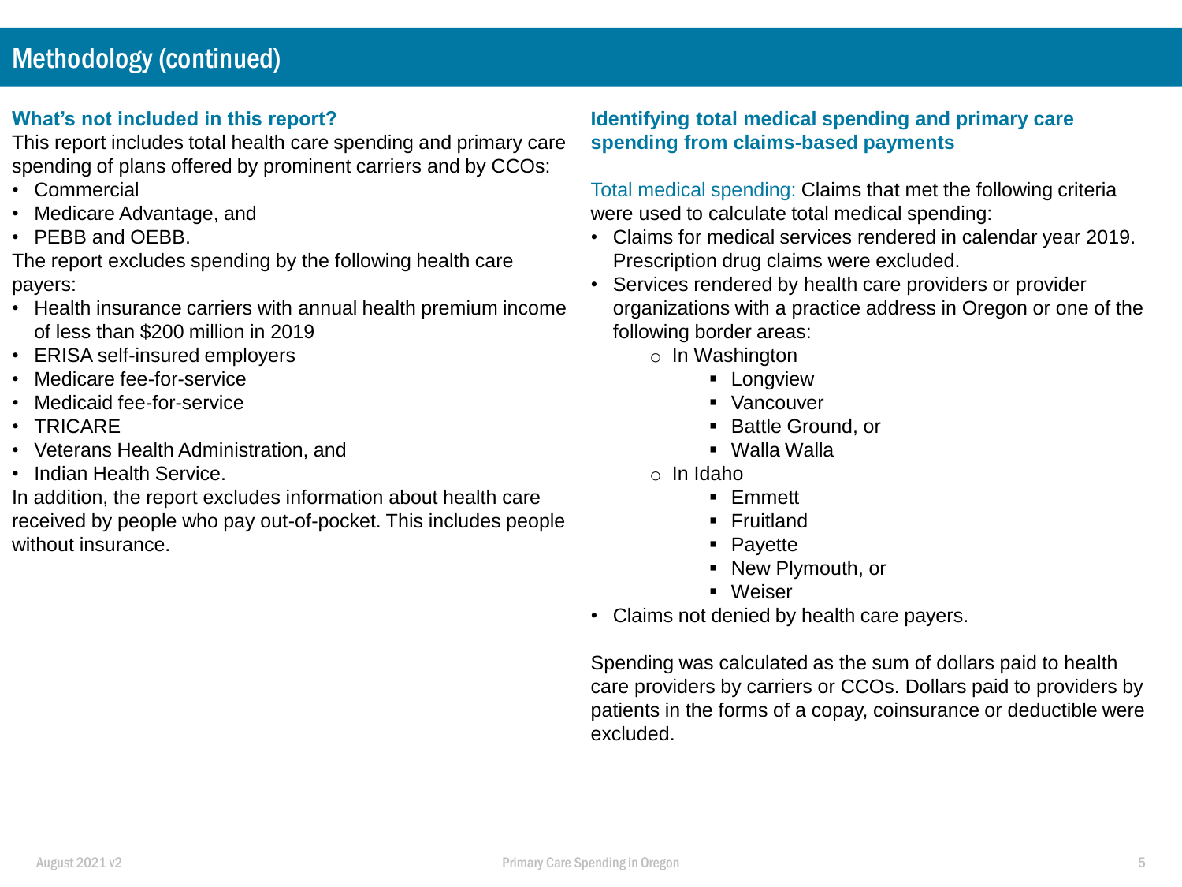# Methodology (continued)

## What's not included in this report?

This report includes total health care spending and primary care spending of plans offered by prominent carriers and by CCOs:

- Commercial
- Medicare Advantage, and
- PEBB and OEBB.

The report excludes spending by the following health care payers:

- Health insurance carriers with annual health premium income of less than $200 million in 2019
- ERISA self-insured employers
- Medicare fee-for-service
- Medicaid fee-for-service
- TRICARE
- Veterans Health Administration, and
- Indian Health Service.

In addition, the report excludes information about health care received by people who pay out-of-pocket. This includes people without insurance.

## Identifying total medical spending and primary care spending from claims-based payments

Total medical spending: Claims that met the following criteria were used to calculate total medical spending:

- Claims for medical services rendered in calendar year 2019. Prescription drug claims were excluded.
- Services rendered by health care providers or provider organizations with a practice address in Oregon or one of the following border areas:
  - In Washington
    - Longview
    - Vancouver
    - Battle Ground, or
    - Walla Walla
  - In Idaho
    - Emmett
    - Fruitland
    - Payette
    - New Plymouth, or
    - Weiser
- Claims not denied by health care payers.

Spending was calculated as the sum of dollars paid to health care providers by carriers or CCOs. Dollars paid to providers by patients in the forms of a copay, coinsurance or deductible were excluded.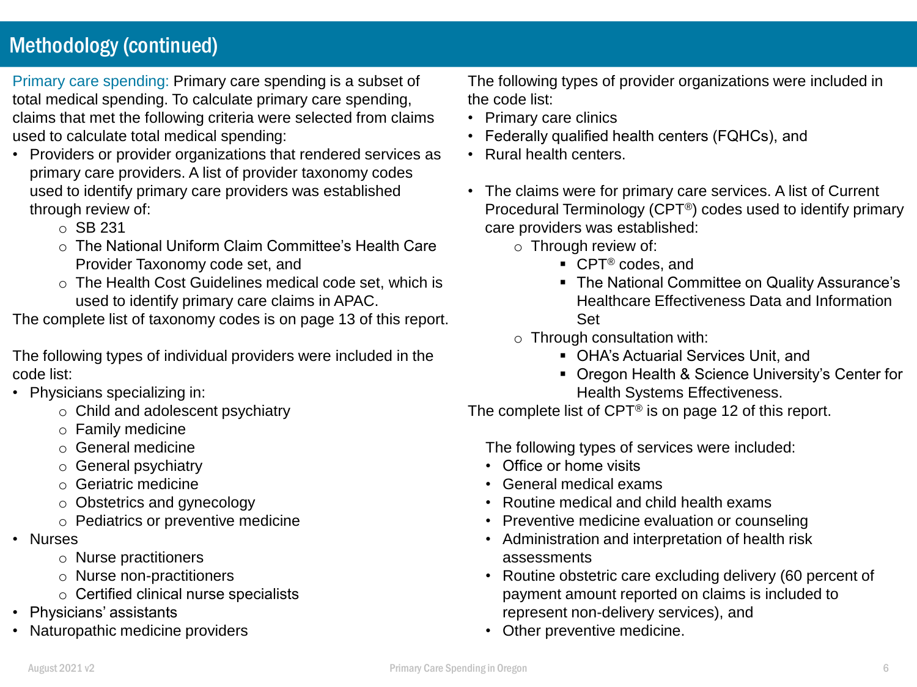## Methodology (continued)

Primary care spending: Primary care spending is a subset of total medical spending. To calculate primary care spending, claims that met the following criteria were selected from claims used to calculate total medical spending:

- Providers or provider organizations that rendered services as primary care providers. A list of provider taxonomy codes used to identify primary care providers was established through review of:
    - SB 231
    - The National Uniform Claim Committee's Health Care Provider Taxonomy code set, and
    - The Health Cost Guidelines medical code set, which is used to identify primary care claims in APAC.

The complete list of taxonomy codes is on page 13 of this report.

The following types of individual providers were included in the code list:

- Physicians specializing in:
    - Child and adolescent psychiatry
    - Family medicine
    - General medicine
    - General psychiatry
    - Geriatric medicine
    - Obstetrics and gynecology
    - Pediatrics or preventive medicine
- Nurses
    - Nurse practitioners
    - Nurse non-practitioners
    - Certified clinical nurse specialists
- Physicians' assistants
- Naturopathic medicine providers

The following types of provider organizations were included in the code list:

- Primary care clinics
- Federally qualified health centers (FQHCs), and
- Rural health centers.

- The claims were for primary care services. A list of Current Procedural Terminology (CPT®) codes used to identify primary care providers was established:
    - Through review of:
        - CPT® codes, and
        - The National Committee on Quality Assurance's Healthcare Effectiveness Data and Information Set
    - Through consultation with:
        - OHA's Actuarial Services Unit, and
        - Oregon Health & Science University's Center for Health Systems Effectiveness.

The complete list of CPT® is on page 12 of this report.

The following types of services were included:

- Office or home visits
- General medical exams
- Routine medical and child health exams
- Preventive medicine evaluation or counseling
- Administration and interpretation of health risk assessments
- Routine obstetric care excluding delivery (60 percent of payment amount reported on claims is included to represent non-delivery services), and
- Other preventive medicine.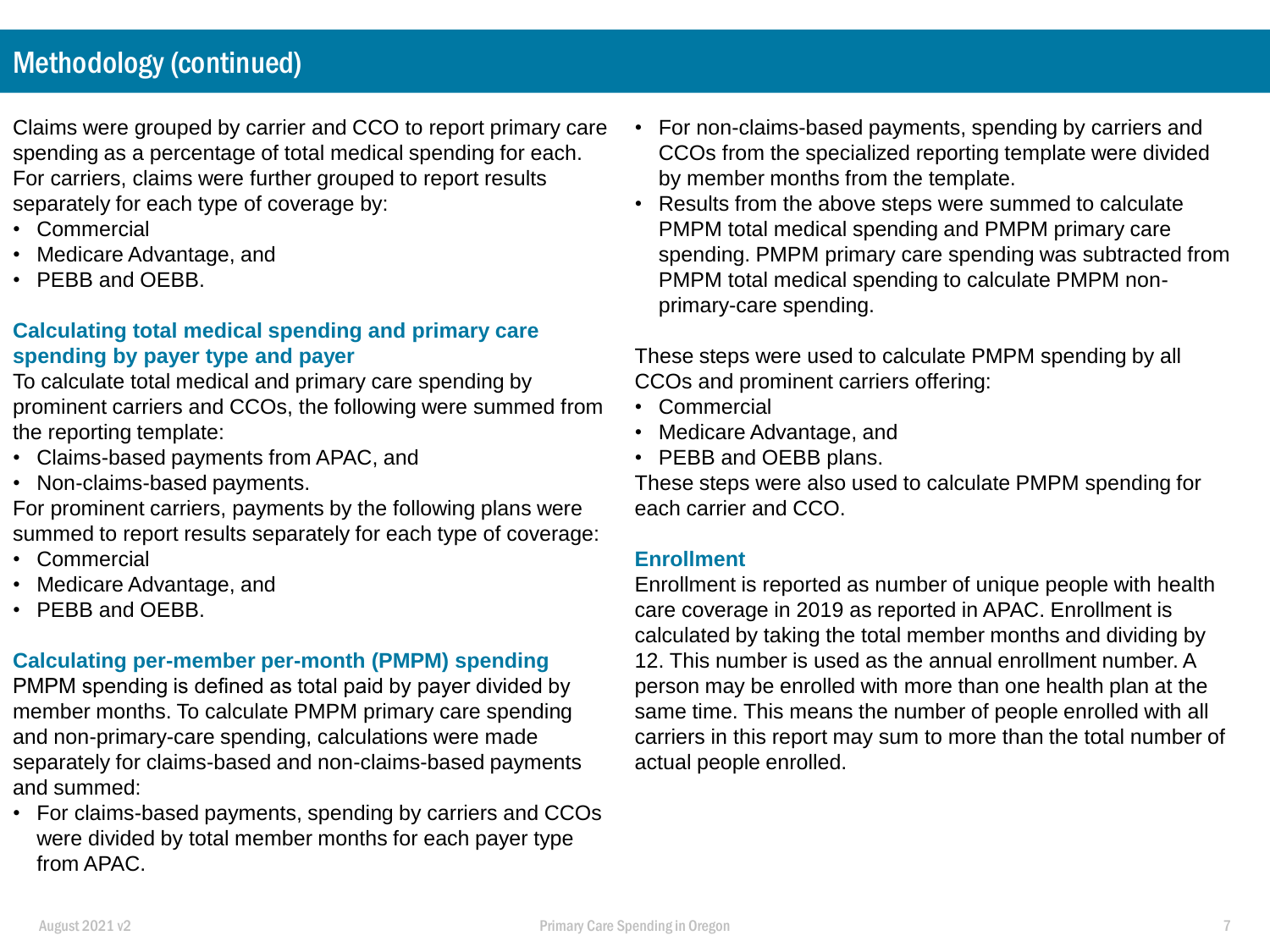# Methodology (continued)

Claims were grouped by carrier and CCO to report primary care spending as a percentage of total medical spending for each. For carriers, claims were further grouped to report results separately for each type of coverage by:

- Commercial
- Medicare Advantage, and
- PEBB and OEBB.

### Calculating total medical spending and primary care spending by payer type and payer

To calculate total medical and primary care spending by prominent carriers and CCOs, the following were summed from the reporting template:

- Claims-based payments from APAC, and
- Non-claims-based payments.

For prominent carriers, payments by the following plans were summed to report results separately for each type of coverage:

- Commercial
- Medicare Advantage, and
- PEBB and OEBB.

### Calculating per-member per-month (PMPM) spending

PMPM spending is defined as total paid by payer divided by member months. To calculate PMPM primary care spending and non-primary-care spending, calculations were made separately for claims-based and non-claims-based payments and summed:

- For claims-based payments, spending by carriers and CCOs were divided by total member months for each payer type from APAC.
- For non-claims-based payments, spending by carriers and CCOs from the specialized reporting template were divided by member months from the template.
- Results from the above steps were summed to calculate PMPM total medical spending and PMPM primary care spending. PMPM primary care spending was subtracted from PMPM total medical spending to calculate PMPM non-primary-care spending.

These steps were used to calculate PMPM spending by all CCOs and prominent carriers offering:

- Commercial
- Medicare Advantage, and
- PEBB and OEBB plans.

These steps were also used to calculate PMPM spending for each carrier and CCO.

### Enrollment

Enrollment is reported as number of unique people with health care coverage in 2019 as reported in APAC. Enrollment is calculated by taking the total member months and dividing by 12. This number is used as the annual enrollment number. A person may be enrolled with more than one health plan at the same time. This means the number of people enrolled with all carriers in this report may sum to more than the total number of actual people enrolled.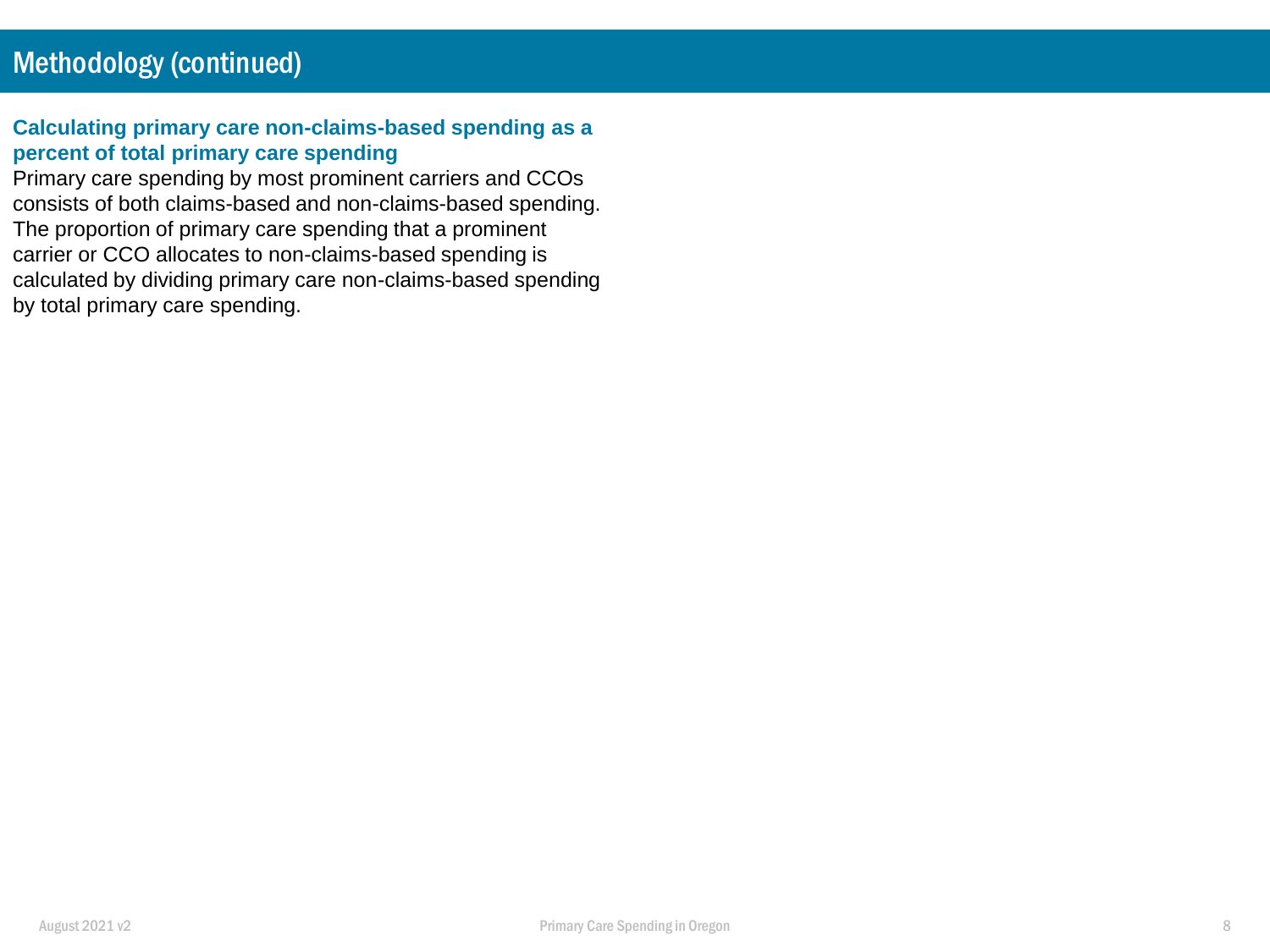# Methodology (continued)

### Calculating primary care non-claims-based spending as a percent of total primary care spending

Primary care spending by most prominent carriers and CCOs consists of both claims-based and non-claims-based spending. The proportion of primary care spending that a prominent carrier or CCO allocates to non-claims-based spending is calculated by dividing primary care non-claims-based spending by total primary care spending.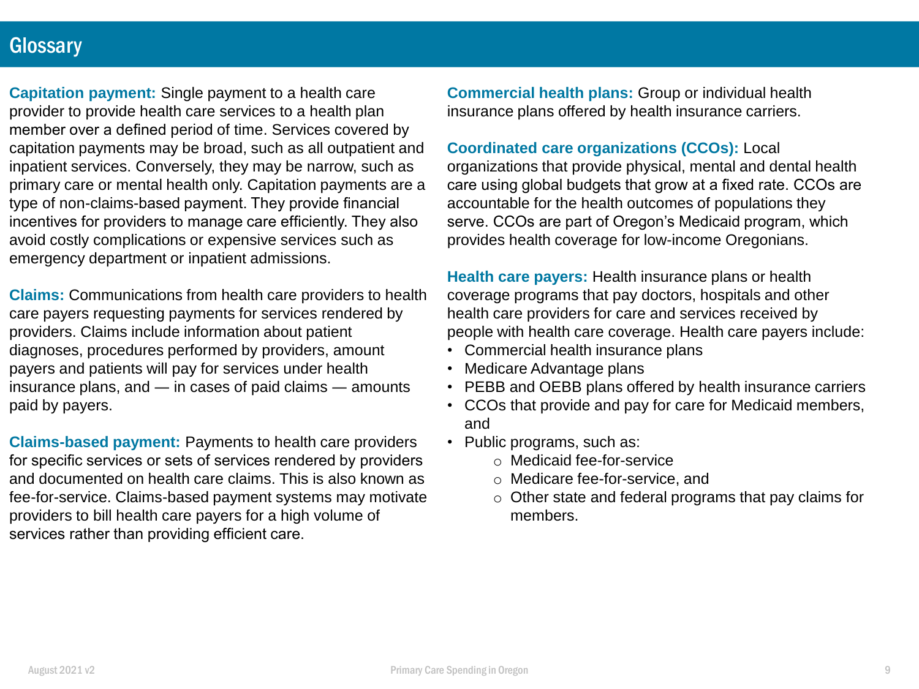# Glossary

**Capitation payment:** Single payment to a health care provider to provide health care services to a health plan member over a defined period of time. Services covered by capitation payments may be broad, such as all outpatient and inpatient services. Conversely, they may be narrow, such as primary care or mental health only. Capitation payments are a type of non-claims-based payment. They provide financial incentives for providers to manage care efficiently. They also avoid costly complications or expensive services such as emergency department or inpatient admissions.

**Claims:** Communications from health care providers to health care payers requesting payments for services rendered by providers. Claims include information about patient diagnoses, procedures performed by providers, amount payers and patients will pay for services under health insurance plans, and — in cases of paid claims — amounts paid by payers.

**Claims-based payment:** Payments to health care providers for specific services or sets of services rendered by providers and documented on health care claims. This is also known as fee-for-service. Claims-based payment systems may motivate providers to bill health care payers for a high volume of services rather than providing efficient care.

**Commercial health plans:** Group or individual health insurance plans offered by health insurance carriers.

**Coordinated care organizations (CCOs):** Local organizations that provide physical, mental and dental health care using global budgets that grow at a fixed rate. CCOs are accountable for the health outcomes of populations they serve. CCOs are part of Oregon's Medicaid program, which provides health coverage for low-income Oregonians.

**Health care payers:** Health insurance plans or health coverage programs that pay doctors, hospitals and other health care providers for care and services received by people with health care coverage. Health care payers include:

- Commercial health insurance plans
- Medicare Advantage plans
- PEBB and OEBB plans offered by health insurance carriers
- CCOs that provide and pay for care for Medicaid members, and
- Public programs, such as:
  - Medicaid fee-for-service
  - Medicare fee-for-service, and
  - Other state and federal programs that pay claims for members.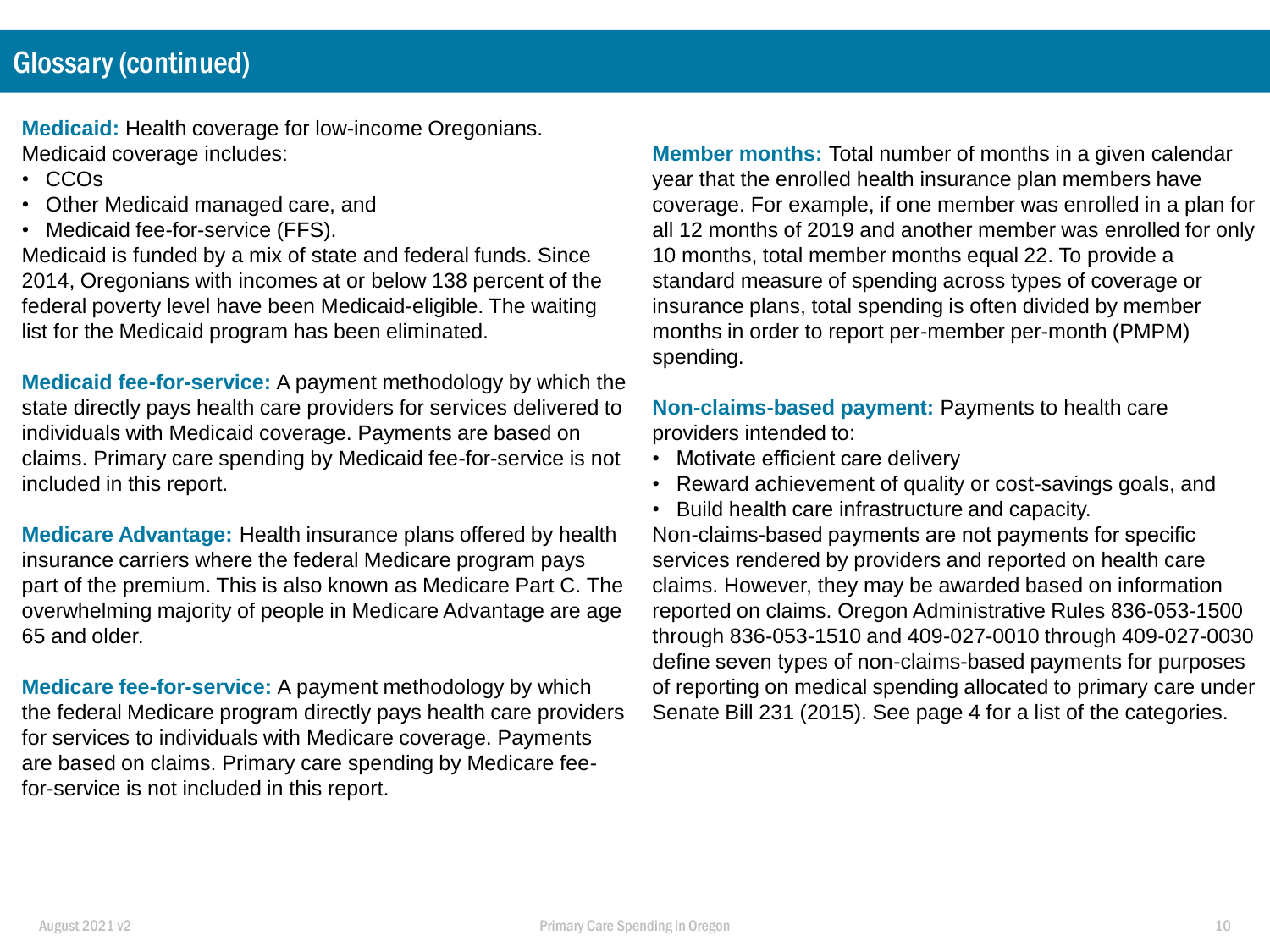# Glossary (continued)

**Medicaid:** Health coverage for low-income Oregonians. Medicaid coverage includes:

- CCOs
- Other Medicaid managed care, and
- Medicaid fee-for-service (FFS).

Medicaid is funded by a mix of state and federal funds. Since 2014, Oregonians with incomes at or below 138 percent of the federal poverty level have been Medicaid-eligible. The waiting list for the Medicaid program has been eliminated.

**Medicaid fee-for-service:** A payment methodology by which the state directly pays health care providers for services delivered to individuals with Medicaid coverage. Payments are based on claims. Primary care spending by Medicaid fee-for-service is not included in this report.

**Medicare Advantage:** Health insurance plans offered by health insurance carriers where the federal Medicare program pays part of the premium. This is also known as Medicare Part C. The overwhelming majority of people in Medicare Advantage are age 65 and older.

**Medicare fee-for-service:** A payment methodology by which the federal Medicare program directly pays health care providers for services to individuals with Medicare coverage. Payments are based on claims. Primary care spending by Medicare fee-for-service is not included in this report.

**Member months:** Total number of months in a given calendar year that the enrolled health insurance plan members have coverage. For example, if one member was enrolled in a plan for all 12 months of 2019 and another member was enrolled for only 10 months, total member months equal 22. To provide a standard measure of spending across types of coverage or insurance plans, total spending is often divided by member months in order to report per-member per-month (PMPM) spending.

**Non-claims-based payment:** Payments to health care providers intended to:

- Motivate efficient care delivery
- Reward achievement of quality or cost-savings goals, and
- Build health care infrastructure and capacity.

Non-claims-based payments are not payments for specific services rendered by providers and reported on health care claims. However, they may be awarded based on information reported on claims. Oregon Administrative Rules 836-053-1500 through 836-053-1510 and 409-027-0010 through 409-027-0030 define seven types of non-claims-based payments for purposes of reporting on medical spending allocated to primary care under Senate Bill 231 (2015). See page 4 for a list of the categories.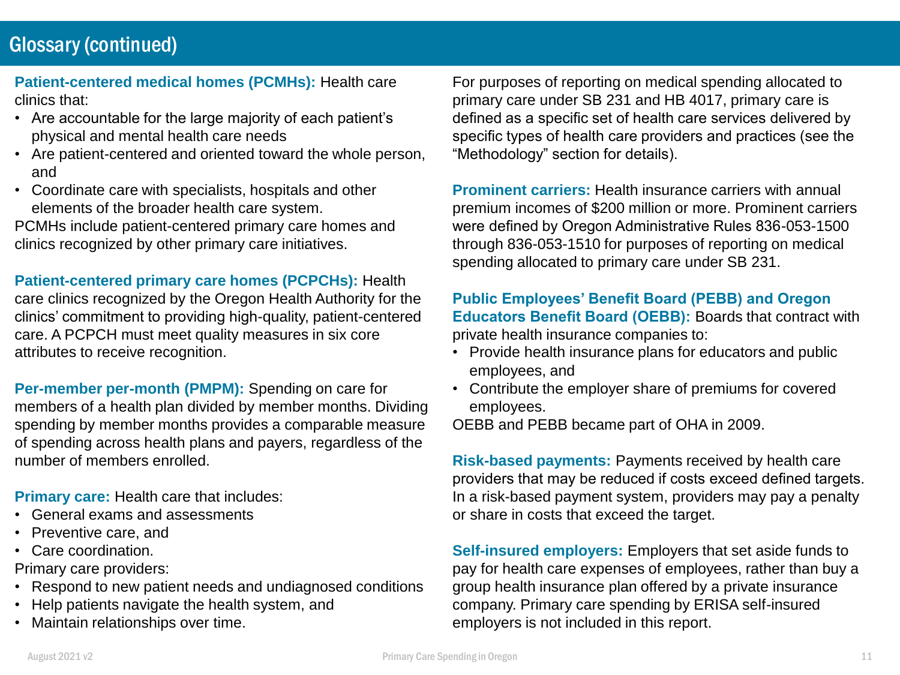## Glossary (continued)

**Patient-centered medical homes (PCMHs):** Health care clinics that:

- Are accountable for the large majority of each patient's physical and mental health care needs
- Are patient-centered and oriented toward the whole person, and
- Coordinate care with specialists, hospitals and other elements of the broader health care system.

PCMHs include patient-centered primary care homes and clinics recognized by other primary care initiatives.

**Patient-centered primary care homes (PCPCHs):** Health care clinics recognized by the Oregon Health Authority for the clinics' commitment to providing high-quality, patient-centered care. A PCPCH must meet quality measures in six core attributes to receive recognition.

**Per-member per-month (PMPM):** Spending on care for members of a health plan divided by member months. Dividing spending by member months provides a comparable measure of spending across health plans and payers, regardless of the number of members enrolled.

**Primary care:** Health care that includes:

- General exams and assessments
- Preventive care, and
- Care coordination.

Primary care providers:

- Respond to new patient needs and undiagnosed conditions
- Help patients navigate the health system, and
- Maintain relationships over time.

For purposes of reporting on medical spending allocated to primary care under SB 231 and HB 4017, primary care is defined as a specific set of health care services delivered by specific types of health care providers and practices (see the "Methodology" section for details).

**Prominent carriers:** Health insurance carriers with annual premium incomes of $200 million or more. Prominent carriers were defined by Oregon Administrative Rules 836-053-1500 through 836-053-1510 for purposes of reporting on medical spending allocated to primary care under SB 231.

**Public Employees' Benefit Board (PEBB) and Oregon Educators Benefit Board (OEBB):** Boards that contract with private health insurance companies to:

- Provide health insurance plans for educators and public employees, and
- Contribute the employer share of premiums for covered employees.

OEBB and PEBB became part of OHA in 2009.

**Risk-based payments:** Payments received by health care providers that may be reduced if costs exceed defined targets. In a risk-based payment system, providers may pay a penalty or share in costs that exceed the target.

**Self-insured employers:** Employers that set aside funds to pay for health care expenses of employees, rather than buy a group health insurance plan offered by a private insurance company. Primary care spending by ERISA self-insured employers is not included in this report.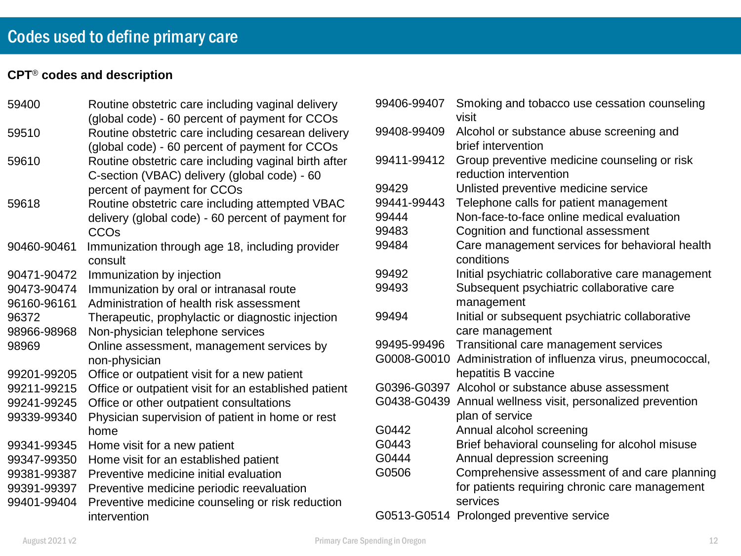# Codes used to define primary care

**CPT® codes and description**

| Code | Description |
|---|---|
| 59400 | Routine obstetric care including vaginal delivery (global code) - 60 percent of payment for CCOs |
| 59510 | Routine obstetric care including cesarean delivery (global code) - 60 percent of payment for CCOs |
| 59610 | Routine obstetric care including vaginal birth after C-section (VBAC) delivery (global code) - 60 percent of payment for CCOs |
| 59618 | Routine obstetric care including attempted VBAC delivery (global code) - 60 percent of payment for CCOs |
| 90460-90461 | Immunization through age 18, including provider consult |
| 90471-90472 | Immunization by injection |
| 90473-90474 | Immunization by oral or intranasal route |
| 96160-96161 | Administration of health risk assessment |
| 96372 | Therapeutic, prophylactic or diagnostic injection |
| 98966-98968 | Non-physician telephone services |
| 98969 | Online assessment, management services by non-physician |
| 99201-99205 | Office or outpatient visit for a new patient |
| 99211-99215 | Office or outpatient visit for an established patient |
| 99241-99245 | Office or other outpatient consultations |
| 99339-99340 | Physician supervision of patient in home or rest home |
| 99341-99345 | Home visit for a new patient |
| 99347-99350 | Home visit for an established patient |
| 99381-99387 | Preventive medicine initial evaluation |
| 99391-99397 | Preventive medicine periodic reevaluation |
| 99401-99404 | Preventive medicine counseling or risk reduction intervention |
| 99406-99407 | Smoking and tobacco use cessation counseling visit |
| 99408-99409 | Alcohol or substance abuse screening and brief intervention |
| 99411-99412 | Group preventive medicine counseling or risk reduction intervention |
| 99429 | Unlisted preventive medicine service |
| 99441-99443 | Telephone calls for patient management |
| 99444 | Non-face-to-face online medical evaluation |
| 99483 | Cognition and functional assessment |
| 99484 | Care management services for behavioral health conditions |
| 99492 | Initial psychiatric collaborative care management |
| 99493 | Subsequent psychiatric collaborative care management |
| 99494 | Initial or subsequent psychiatric collaborative care management |
| 99495-99496 | Transitional care management services |
| G0008-G0010 | Administration of influenza virus, pneumococcal, hepatitis B vaccine |
| G0396-G0397 | Alcohol or substance abuse assessment |
| G0438-G0439 | Annual wellness visit, personalized prevention plan of service |
| G0442 | Annual alcohol screening |
| G0443 | Brief behavioral counseling for alcohol misuse |
| G0444 | Annual depression screening |
| G0506 | Comprehensive assessment of and care planning for patients requiring chronic care management services |
| G0513-G0514 | Prolonged preventive service |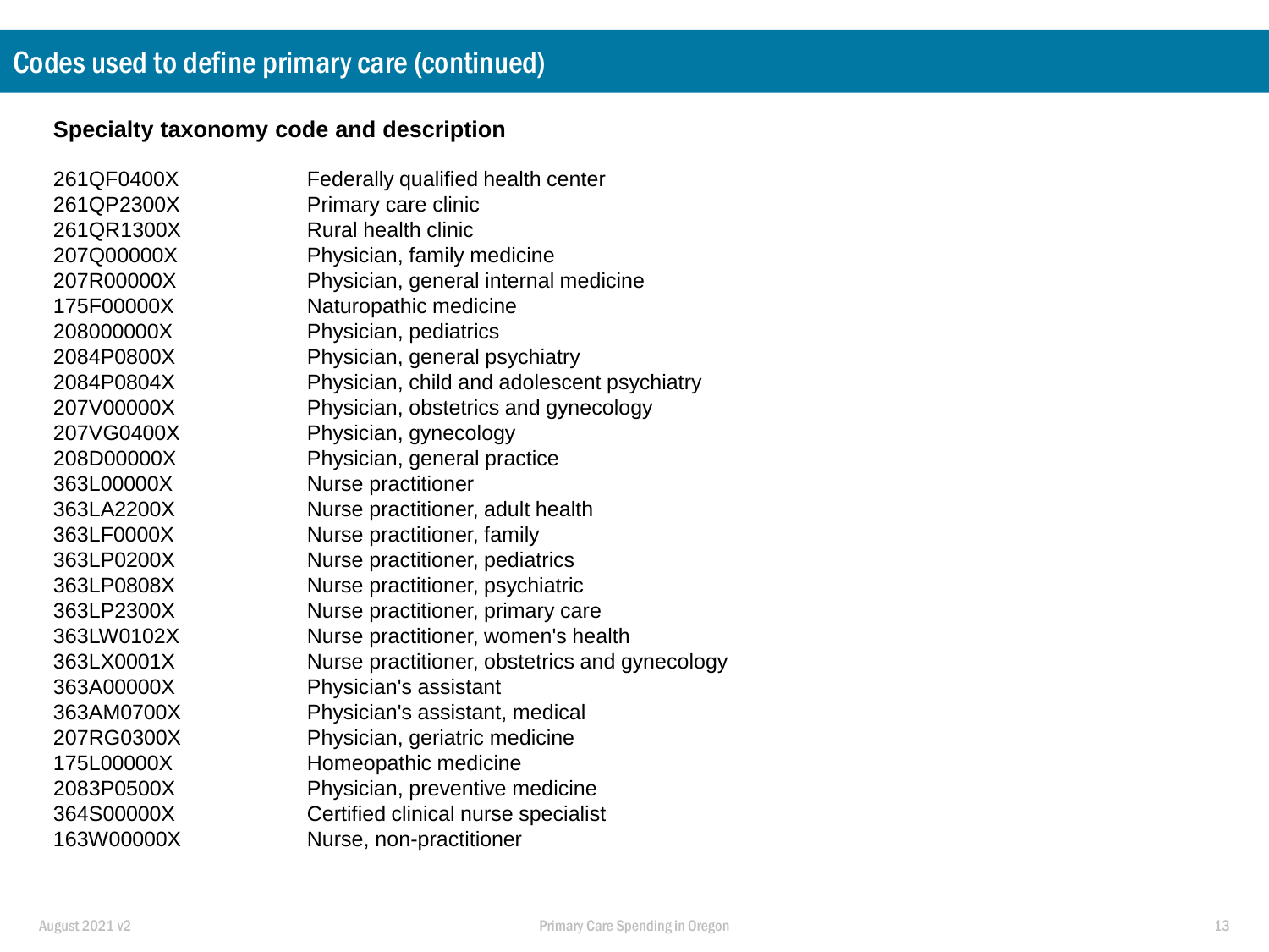# Codes used to define primary care (continued)

**Specialty taxonomy code and description**

| Code | Description |
|---|---|
| 261QF0400X | Federally qualified health center |
| 261QP2300X | Primary care clinic |
| 261QR1300X | Rural health clinic |
| 207Q00000X | Physician, family medicine |
| 207R00000X | Physician, general internal medicine |
| 175F00000X | Naturopathic medicine |
| 208000000X | Physician, pediatrics |
| 2084P0800X | Physician, general psychiatry |
| 2084P0804X | Physician, child and adolescent psychiatry |
| 207V00000X | Physician, obstetrics and gynecology |
| 207VG0400X | Physician, gynecology |
| 208D00000X | Physician, general practice |
| 363L00000X | Nurse practitioner |
| 363LA2200X | Nurse practitioner, adult health |
| 363LF0000X | Nurse practitioner, family |
| 363LP0200X | Nurse practitioner, pediatrics |
| 363LP0808X | Nurse practitioner, psychiatric |
| 363LP2300X | Nurse practitioner, primary care |
| 363LW0102X | Nurse practitioner, women's health |
| 363LX0001X | Nurse practitioner, obstetrics and gynecology |
| 363A00000X | Physician's assistant |
| 363AM0700X | Physician's assistant, medical |
| 207RG0300X | Physician, geriatric medicine |
| 175L00000X | Homeopathic medicine |
| 2083P0500X | Physician, preventive medicine |
| 364S00000X | Certified clinical nurse specialist |
| 163W00000X | Nurse, non-practitioner |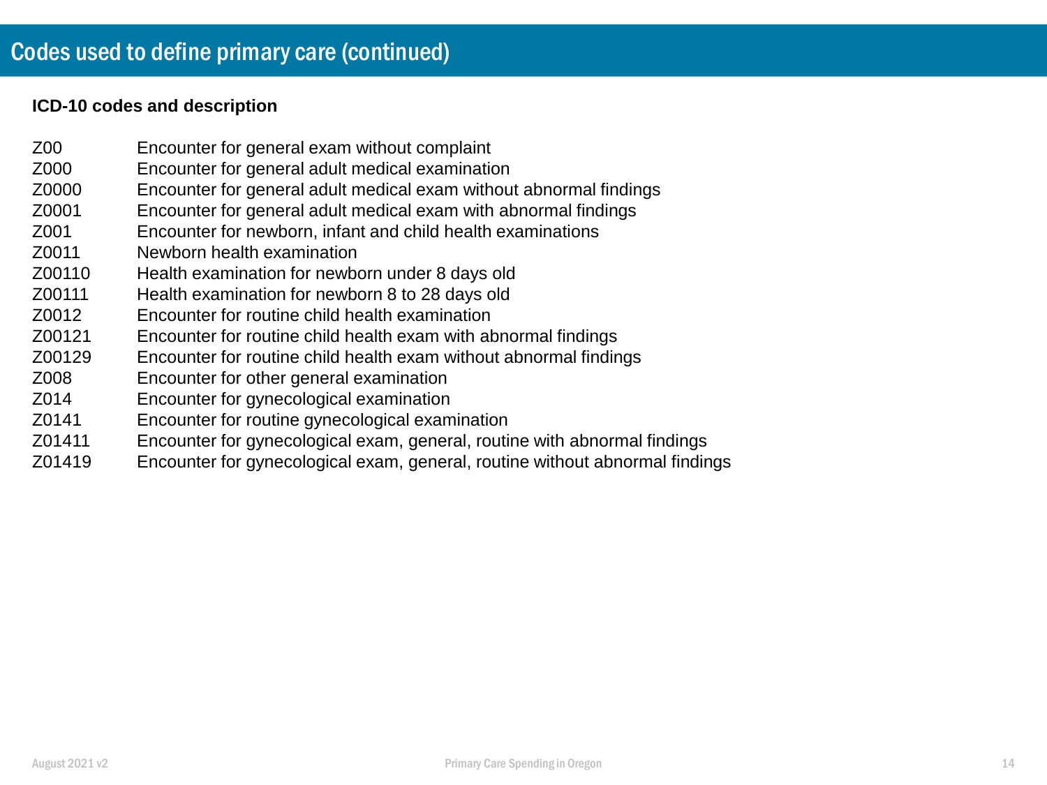# Codes used to define primary care (continued)

**ICD-10 codes and description**

| Code | Description |
|---|---|
| Z00 | Encounter for general exam without complaint |
| Z000 | Encounter for general adult medical examination |
| Z0000 | Encounter for general adult medical exam without abnormal findings |
| Z0001 | Encounter for general adult medical exam with abnormal findings |
| Z001 | Encounter for newborn, infant and child health examinations |
| Z0011 | Newborn health examination |
| Z00110 | Health examination for newborn under 8 days old |
| Z00111 | Health examination for newborn 8 to 28 days old |
| Z0012 | Encounter for routine child health examination |
| Z00121 | Encounter for routine child health exam with abnormal findings |
| Z00129 | Encounter for routine child health exam without abnormal findings |
| Z008 | Encounter for other general examination |
| Z014 | Encounter for gynecological examination |
| Z0141 | Encounter for routine gynecological examination |
| Z01411 | Encounter for gynecological exam, general, routine with abnormal findings |
| Z01419 | Encounter for gynecological exam, general, routine without abnormal findings |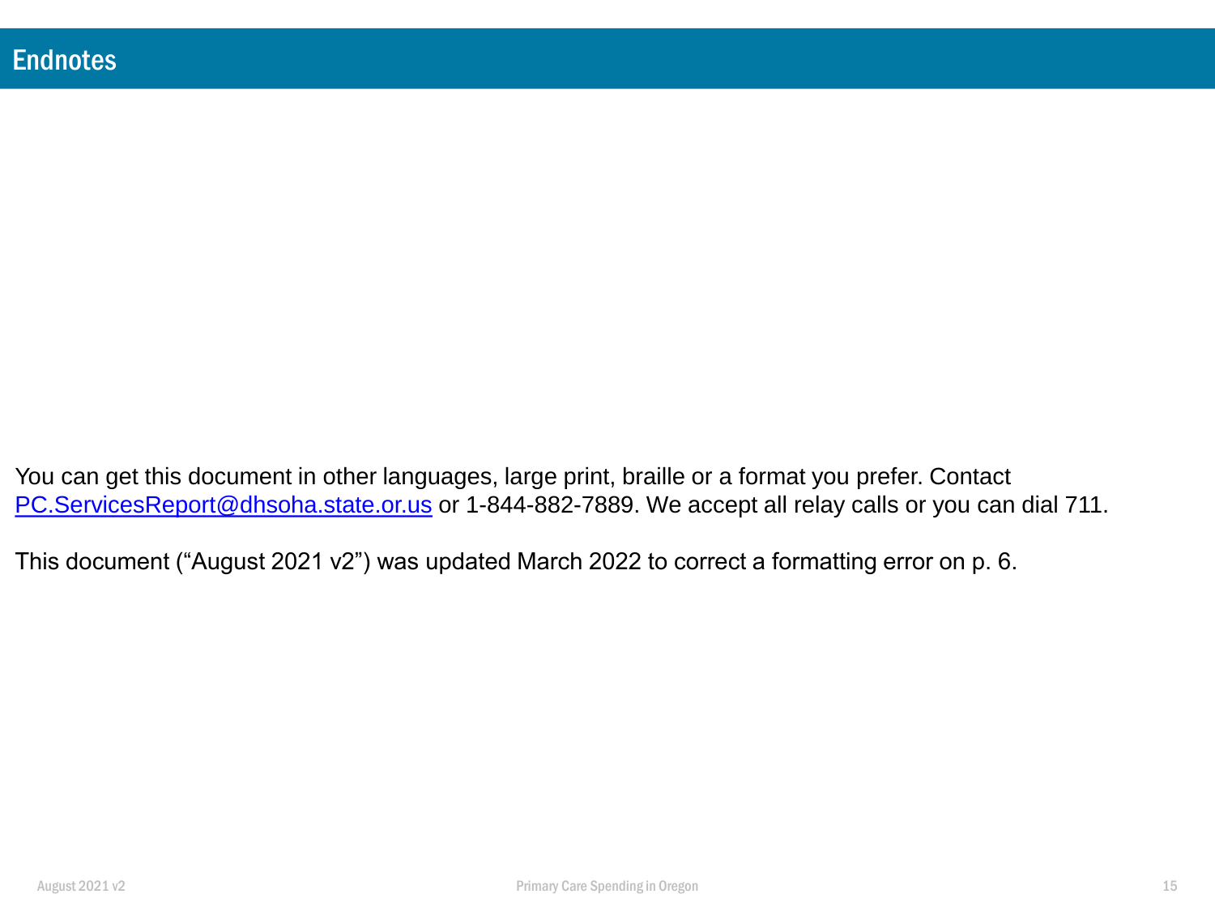# Endnotes

You can get this document in other languages, large print, braille or a format you prefer. Contact PC.ServicesReport@dhsoha.state.or.us or 1-844-882-7889. We accept all relay calls or you can dial 711.

This document (“August 2021 v2”) was updated March 2022 to correct a formatting error on p. 6.